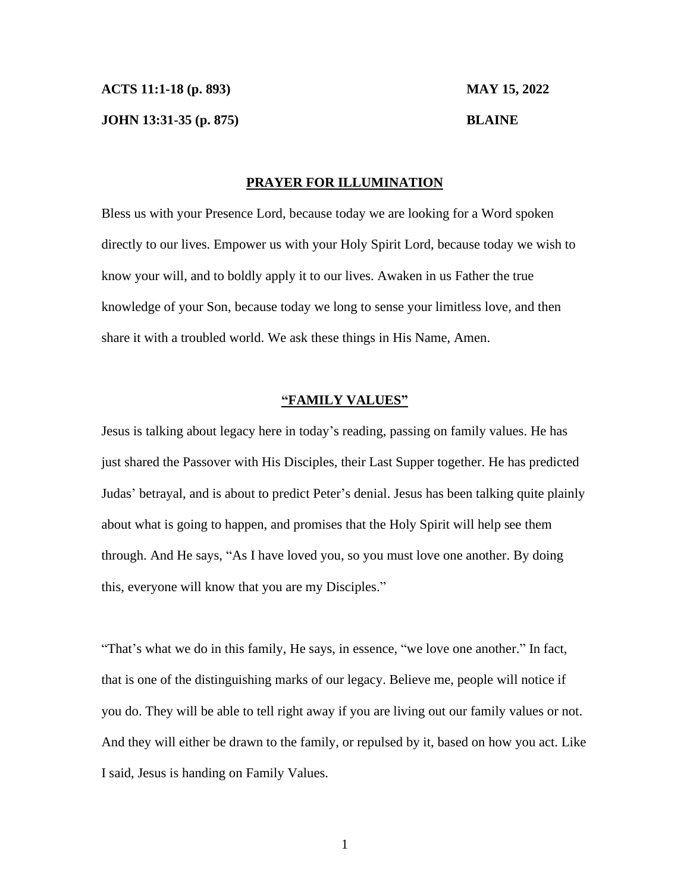**ACTS 11:1-18 (p. 893)** **MAY 15, 2022**

**JOHN 13:31-35 (p. 875)** **BLAINE**

## PRAYER FOR ILLUMINATION

Bless us with your Presence Lord, because today we are looking for a Word spoken directly to our lives. Empower us with your Holy Spirit Lord, because today we wish to know your will, and to boldly apply it to our lives. Awaken in us Father the true knowledge of your Son, because today we long to sense your limitless love, and then share it with a troubled world. We ask these things in His Name, Amen.

## "FAMILY VALUES"

Jesus is talking about legacy here in today's reading, passing on family values. He has just shared the Passover with His Disciples, their Last Supper together. He has predicted Judas' betrayal, and is about to predict Peter's denial. Jesus has been talking quite plainly about what is going to happen, and promises that the Holy Spirit will help see them through. And He says, "As I have loved you, so you must love one another. By doing this, everyone will know that you are my Disciples."

"That's what we do in this family, He says, in essence, "we love one another." In fact, that is one of the distinguishing marks of our legacy. Believe me, people will notice if you do. They will be able to tell right away if you are living out our family values or not. And they will either be drawn to the family, or repulsed by it, based on how you act. Like I said, Jesus is handing on Family Values.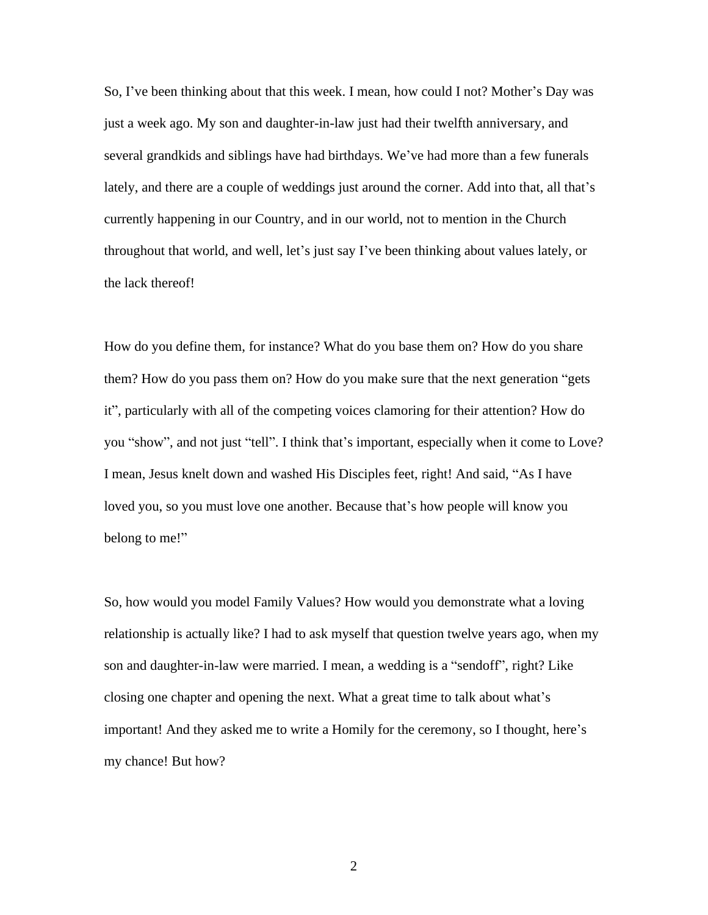So, I've been thinking about that this week. I mean, how could I not? Mother's Day was just a week ago. My son and daughter-in-law just had their twelfth anniversary, and several grandkids and siblings have had birthdays. We've had more than a few funerals lately, and there are a couple of weddings just around the corner. Add into that, all that's currently happening in our Country, and in our world, not to mention in the Church throughout that world, and well, let's just say I've been thinking about values lately, or the lack thereof!

How do you define them, for instance? What do you base them on? How do you share them? How do you pass them on? How do you make sure that the next generation "gets it", particularly with all of the competing voices clamoring for their attention? How do you "show", and not just "tell". I think that's important, especially when it come to Love? I mean, Jesus knelt down and washed His Disciples feet, right! And said, "As I have loved you, so you must love one another. Because that's how people will know you belong to me!"

So, how would you model Family Values? How would you demonstrate what a loving relationship is actually like? I had to ask myself that question twelve years ago, when my son and daughter-in-law were married. I mean, a wedding is a "sendoff", right? Like closing one chapter and opening the next. What a great time to talk about what's important! And they asked me to write a Homily for the ceremony, so I thought, here's my chance! But how?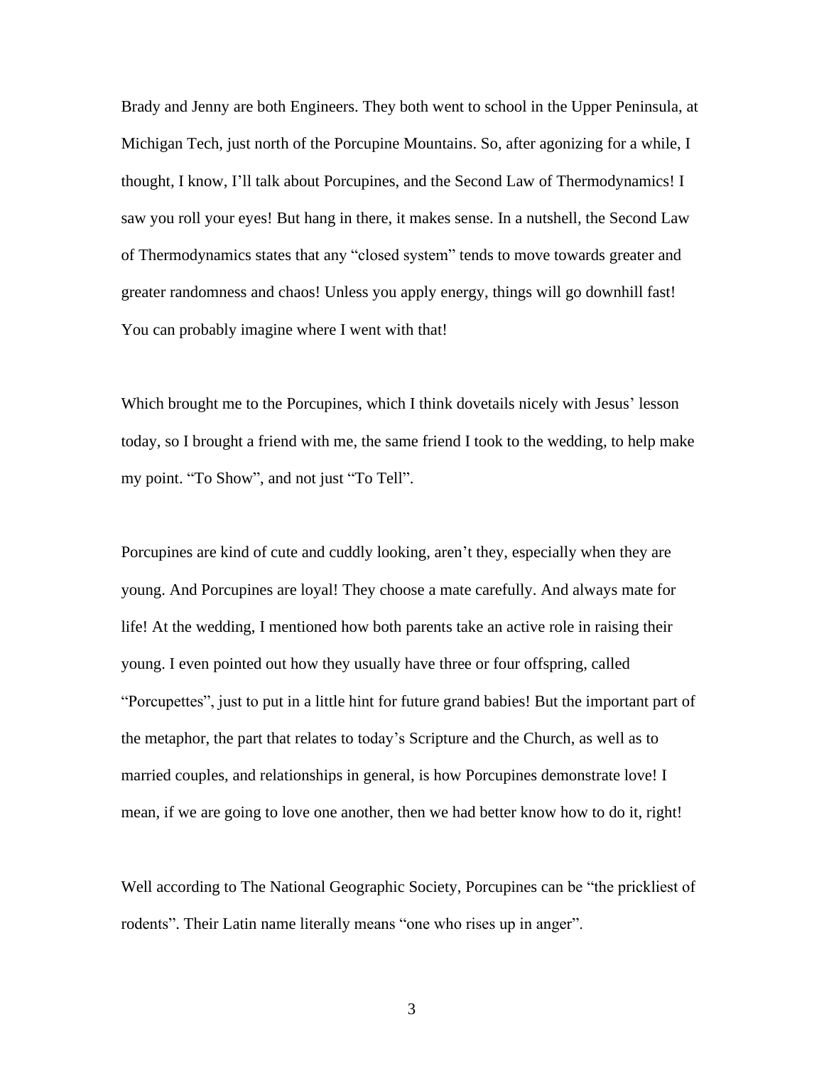Brady and Jenny are both Engineers. They both went to school in the Upper Peninsula, at Michigan Tech, just north of the Porcupine Mountains. So, after agonizing for a while, I thought, I know, I'll talk about Porcupines, and the Second Law of Thermodynamics! I saw you roll your eyes! But hang in there, it makes sense. In a nutshell, the Second Law of Thermodynamics states that any "closed system" tends to move towards greater and greater randomness and chaos! Unless you apply energy, things will go downhill fast! You can probably imagine where I went with that!

Which brought me to the Porcupines, which I think dovetails nicely with Jesus' lesson today, so I brought a friend with me, the same friend I took to the wedding, to help make my point. "To Show", and not just "To Tell".

Porcupines are kind of cute and cuddly looking, aren't they, especially when they are young. And Porcupines are loyal! They choose a mate carefully. And always mate for life! At the wedding, I mentioned how both parents take an active role in raising their young. I even pointed out how they usually have three or four offspring, called "Porcupettes", just to put in a little hint for future grand babies! But the important part of the metaphor, the part that relates to today's Scripture and the Church, as well as to married couples, and relationships in general, is how Porcupines demonstrate love! I mean, if we are going to love one another, then we had better know how to do it, right!

Well according to The National Geographic Society, Porcupines can be "the prickliest of rodents". Their Latin name literally means "one who rises up in anger".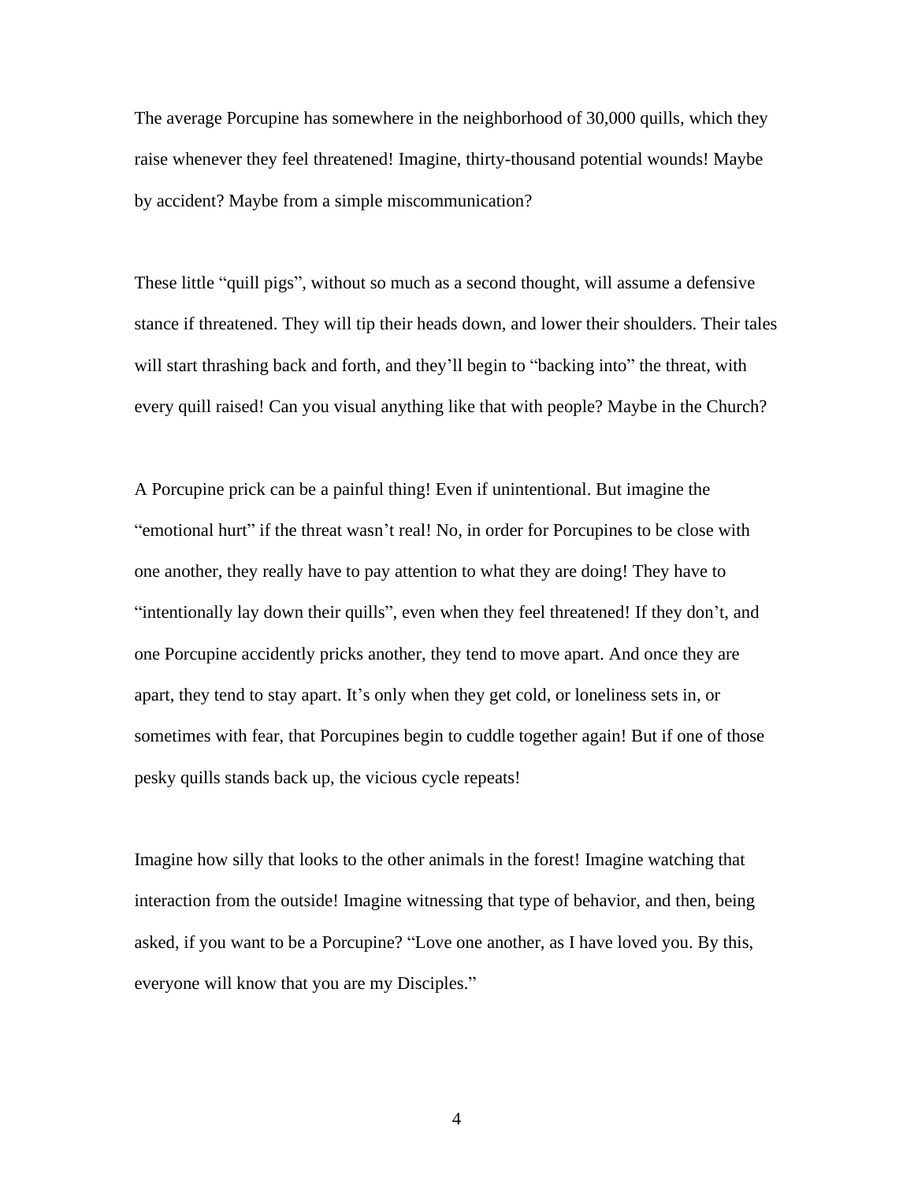The average Porcupine has somewhere in the neighborhood of 30,000 quills, which they raise whenever they feel threatened! Imagine, thirty-thousand potential wounds! Maybe by accident? Maybe from a simple miscommunication?

These little "quill pigs", without so much as a second thought, will assume a defensive stance if threatened. They will tip their heads down, and lower their shoulders. Their tales will start thrashing back and forth, and they'll begin to "backing into" the threat, with every quill raised! Can you visual anything like that with people? Maybe in the Church?

A Porcupine prick can be a painful thing! Even if unintentional. But imagine the "emotional hurt" if the threat wasn't real! No, in order for Porcupines to be close with one another, they really have to pay attention to what they are doing! They have to "intentionally lay down their quills", even when they feel threatened! If they don't, and one Porcupine accidently pricks another, they tend to move apart. And once they are apart, they tend to stay apart. It's only when they get cold, or loneliness sets in, or sometimes with fear, that Porcupines begin to cuddle together again! But if one of those pesky quills stands back up, the vicious cycle repeats!

Imagine how silly that looks to the other animals in the forest! Imagine watching that interaction from the outside! Imagine witnessing that type of behavior, and then, being asked, if you want to be a Porcupine? "Love one another, as I have loved you. By this, everyone will know that you are my Disciples."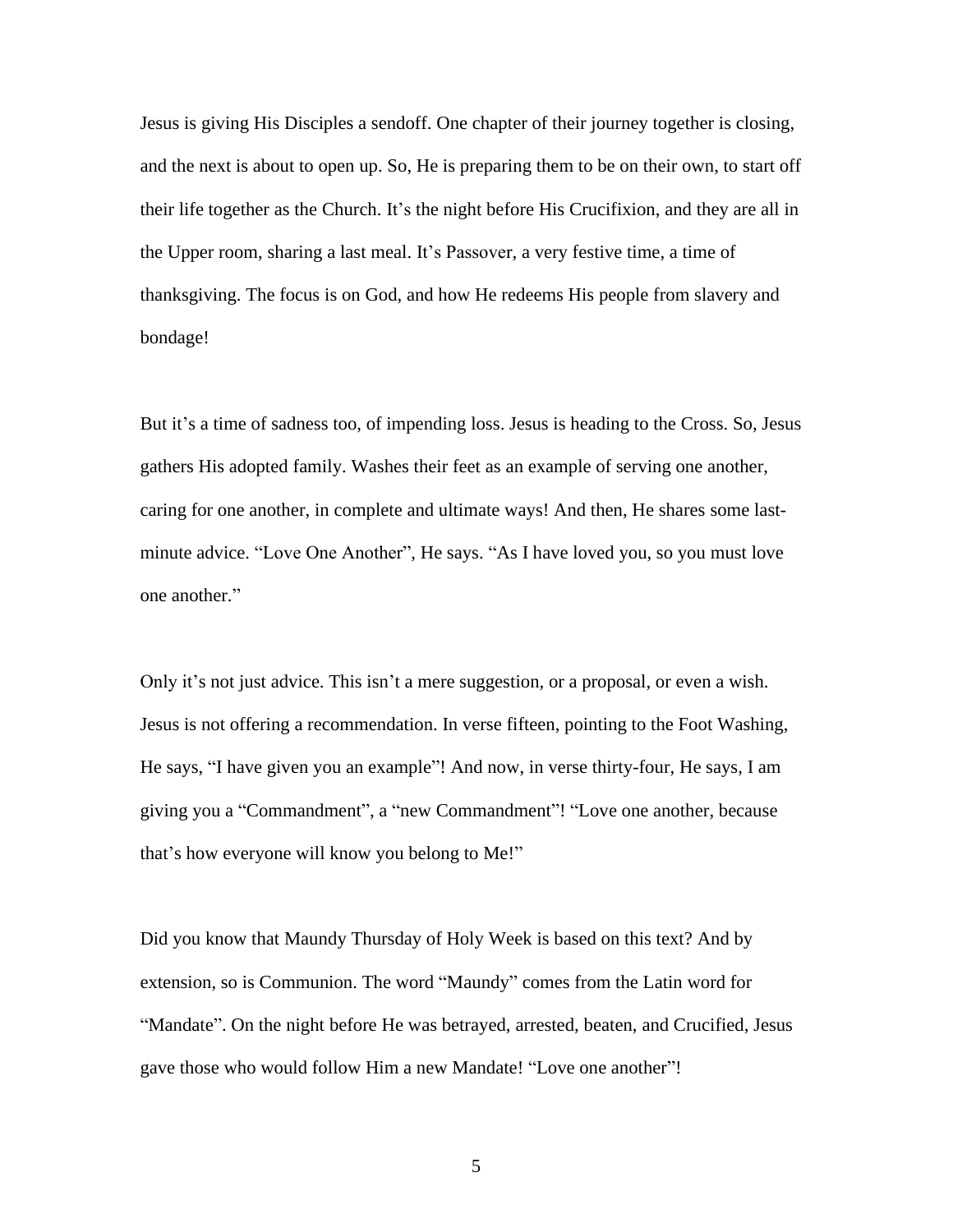Jesus is giving His Disciples a sendoff. One chapter of their journey together is closing, and the next is about to open up. So, He is preparing them to be on their own, to start off their life together as the Church. It's the night before His Crucifixion, and they are all in the Upper room, sharing a last meal. It's Passover, a very festive time, a time of thanksgiving. The focus is on God, and how He redeems His people from slavery and bondage!

But it's a time of sadness too, of impending loss. Jesus is heading to the Cross. So, Jesus gathers His adopted family. Washes their feet as an example of serving one another, caring for one another, in complete and ultimate ways! And then, He shares some last-minute advice. "Love One Another", He says. "As I have loved you, so you must love one another."

Only it's not just advice. This isn't a mere suggestion, or a proposal, or even a wish. Jesus is not offering a recommendation. In verse fifteen, pointing to the Foot Washing, He says, "I have given you an example"! And now, in verse thirty-four, He says, I am giving you a "Commandment", a "new Commandment"! "Love one another, because that's how everyone will know you belong to Me!"

Did you know that Maundy Thursday of Holy Week is based on this text? And by extension, so is Communion. The word "Maundy" comes from the Latin word for "Mandate". On the night before He was betrayed, arrested, beaten, and Crucified, Jesus gave those who would follow Him a new Mandate! "Love one another"!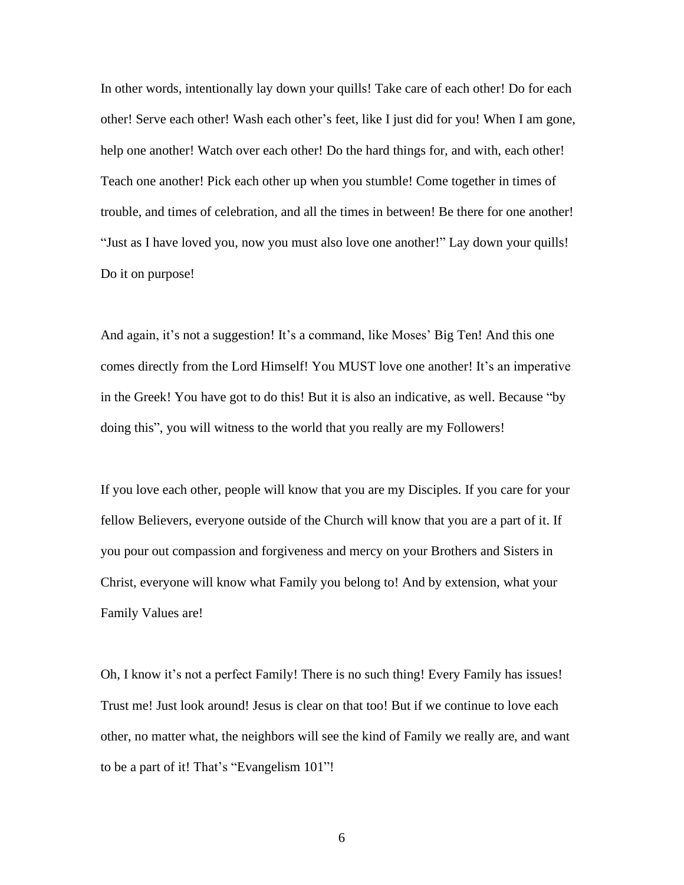In other words, intentionally lay down your quills! Take care of each other! Do for each other! Serve each other! Wash each other's feet, like I just did for you! When I am gone, help one another! Watch over each other! Do the hard things for, and with, each other! Teach one another! Pick each other up when you stumble! Come together in times of trouble, and times of celebration, and all the times in between! Be there for one another! "Just as I have loved you, now you must also love one another!" Lay down your quills! Do it on purpose!

And again, it's not a suggestion! It's a command, like Moses' Big Ten! And this one comes directly from the Lord Himself! You MUST love one another! It's an imperative in the Greek! You have got to do this! But it is also an indicative, as well. Because "by doing this", you will witness to the world that you really are my Followers!

If you love each other, people will know that you are my Disciples. If you care for your fellow Believers, everyone outside of the Church will know that you are a part of it. If you pour out compassion and forgiveness and mercy on your Brothers and Sisters in Christ, everyone will know what Family you belong to! And by extension, what your Family Values are!

Oh, I know it's not a perfect Family! There is no such thing! Every Family has issues! Trust me! Just look around! Jesus is clear on that too! But if we continue to love each other, no matter what, the neighbors will see the kind of Family we really are, and want to be a part of it! That's "Evangelism 101"!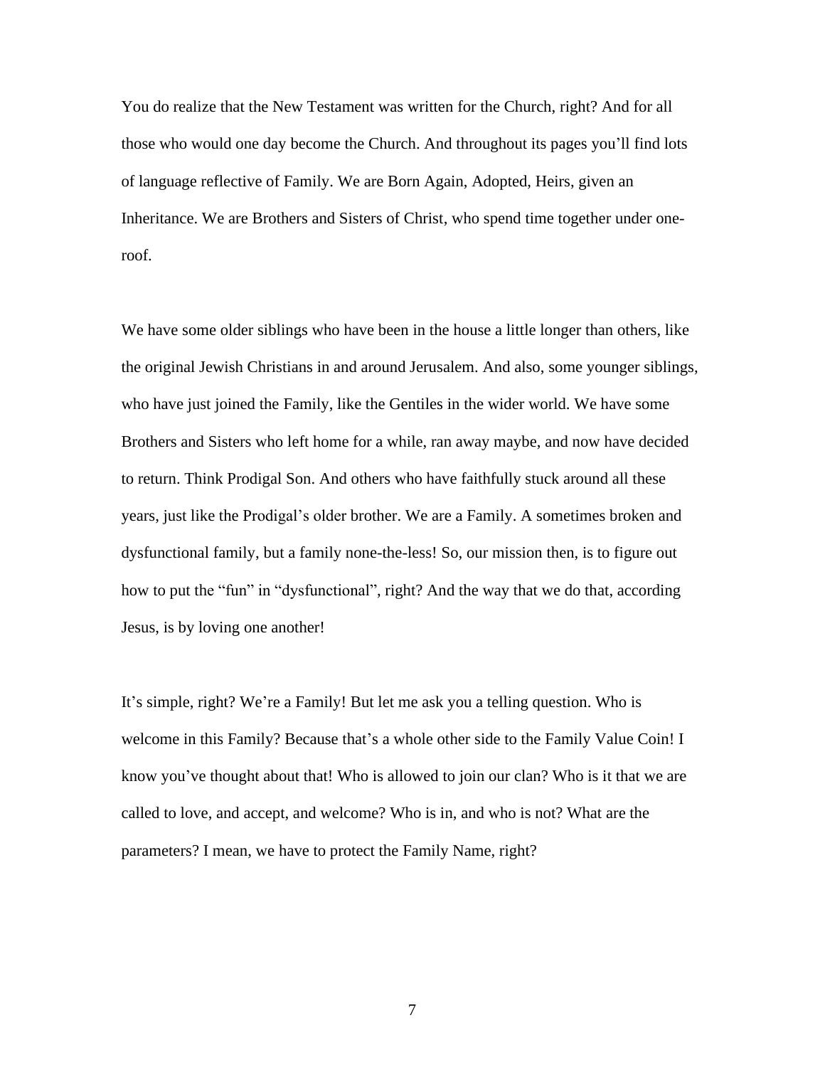You do realize that the New Testament was written for the Church, right? And for all those who would one day become the Church. And throughout its pages you'll find lots of language reflective of Family. We are Born Again, Adopted, Heirs, given an Inheritance. We are Brothers and Sisters of Christ, who spend time together under one-roof.

We have some older siblings who have been in the house a little longer than others, like the original Jewish Christians in and around Jerusalem. And also, some younger siblings, who have just joined the Family, like the Gentiles in the wider world. We have some Brothers and Sisters who left home for a while, ran away maybe, and now have decided to return. Think Prodigal Son. And others who have faithfully stuck around all these years, just like the Prodigal's older brother. We are a Family. A sometimes broken and dysfunctional family, but a family none-the-less! So, our mission then, is to figure out how to put the "fun" in "dysfunctional", right? And the way that we do that, according Jesus, is by loving one another!

It's simple, right? We're a Family! But let me ask you a telling question. Who is welcome in this Family? Because that's a whole other side to the Family Value Coin! I know you've thought about that! Who is allowed to join our clan? Who is it that we are called to love, and accept, and welcome? Who is in, and who is not? What are the parameters? I mean, we have to protect the Family Name, right?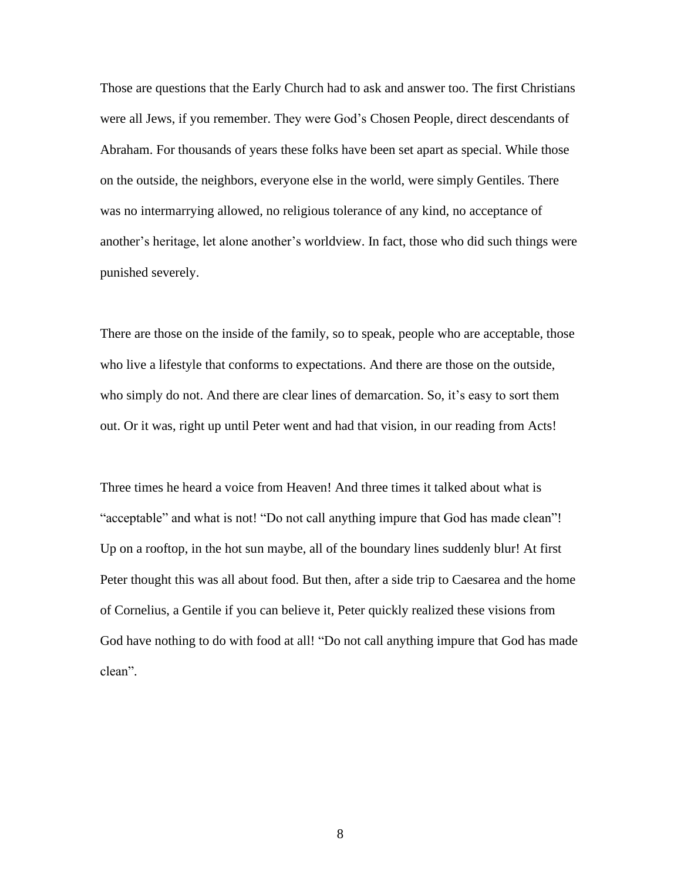Those are questions that the Early Church had to ask and answer too. The first Christians were all Jews, if you remember. They were God's Chosen People, direct descendants of Abraham. For thousands of years these folks have been set apart as special. While those on the outside, the neighbors, everyone else in the world, were simply Gentiles. There was no intermarrying allowed, no religious tolerance of any kind, no acceptance of another's heritage, let alone another's worldview. In fact, those who did such things were punished severely.

There are those on the inside of the family, so to speak, people who are acceptable, those who live a lifestyle that conforms to expectations. And there are those on the outside, who simply do not. And there are clear lines of demarcation. So, it's easy to sort them out. Or it was, right up until Peter went and had that vision, in our reading from Acts!

Three times he heard a voice from Heaven! And three times it talked about what is "acceptable" and what is not! "Do not call anything impure that God has made clean"! Up on a rooftop, in the hot sun maybe, all of the boundary lines suddenly blur! At first Peter thought this was all about food. But then, after a side trip to Caesarea and the home of Cornelius, a Gentile if you can believe it, Peter quickly realized these visions from God have nothing to do with food at all! "Do not call anything impure that God has made clean".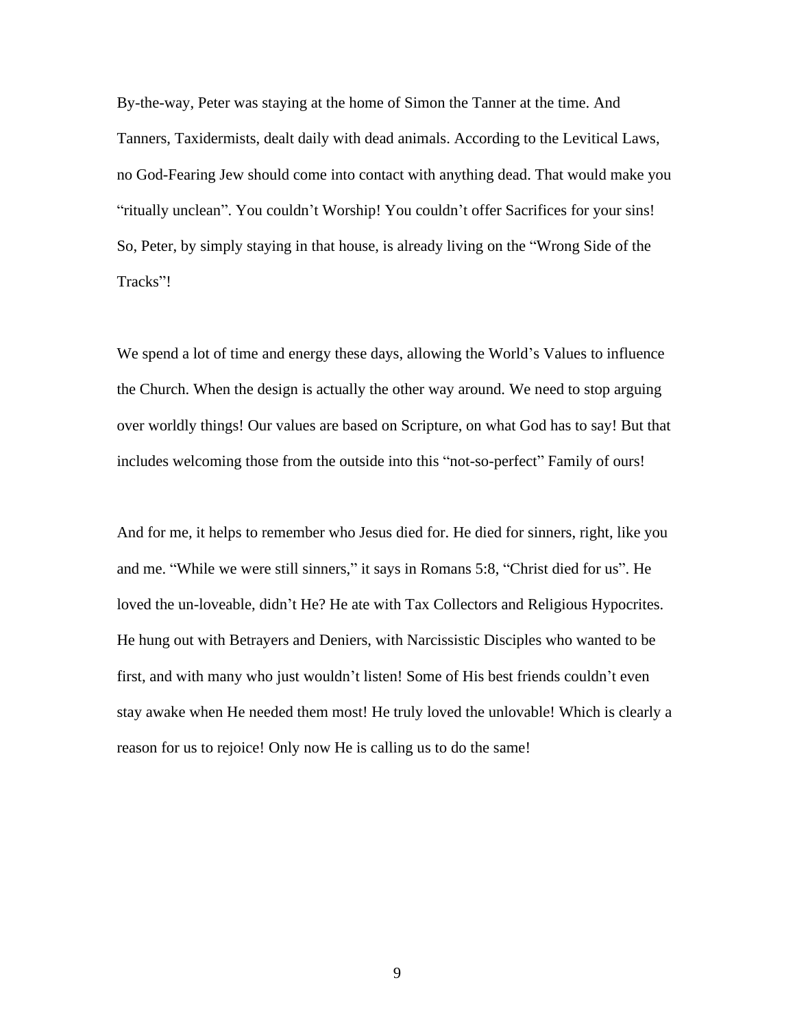By-the-way, Peter was staying at the home of Simon the Tanner at the time. And Tanners, Taxidermists, dealt daily with dead animals. According to the Levitical Laws, no God-Fearing Jew should come into contact with anything dead. That would make you "ritually unclean". You couldn't Worship! You couldn't offer Sacrifices for your sins! So, Peter, by simply staying in that house, is already living on the "Wrong Side of the Tracks"!

We spend a lot of time and energy these days, allowing the World's Values to influence the Church. When the design is actually the other way around. We need to stop arguing over worldly things! Our values are based on Scripture, on what God has to say! But that includes welcoming those from the outside into this "not-so-perfect" Family of ours!

And for me, it helps to remember who Jesus died for. He died for sinners, right, like you and me. "While we were still sinners," it says in Romans 5:8, "Christ died for us". He loved the un-loveable, didn't He? He ate with Tax Collectors and Religious Hypocrites. He hung out with Betrayers and Deniers, with Narcissistic Disciples who wanted to be first, and with many who just wouldn't listen! Some of His best friends couldn't even stay awake when He needed them most! He truly loved the unlovable! Which is clearly a reason for us to rejoice! Only now He is calling us to do the same!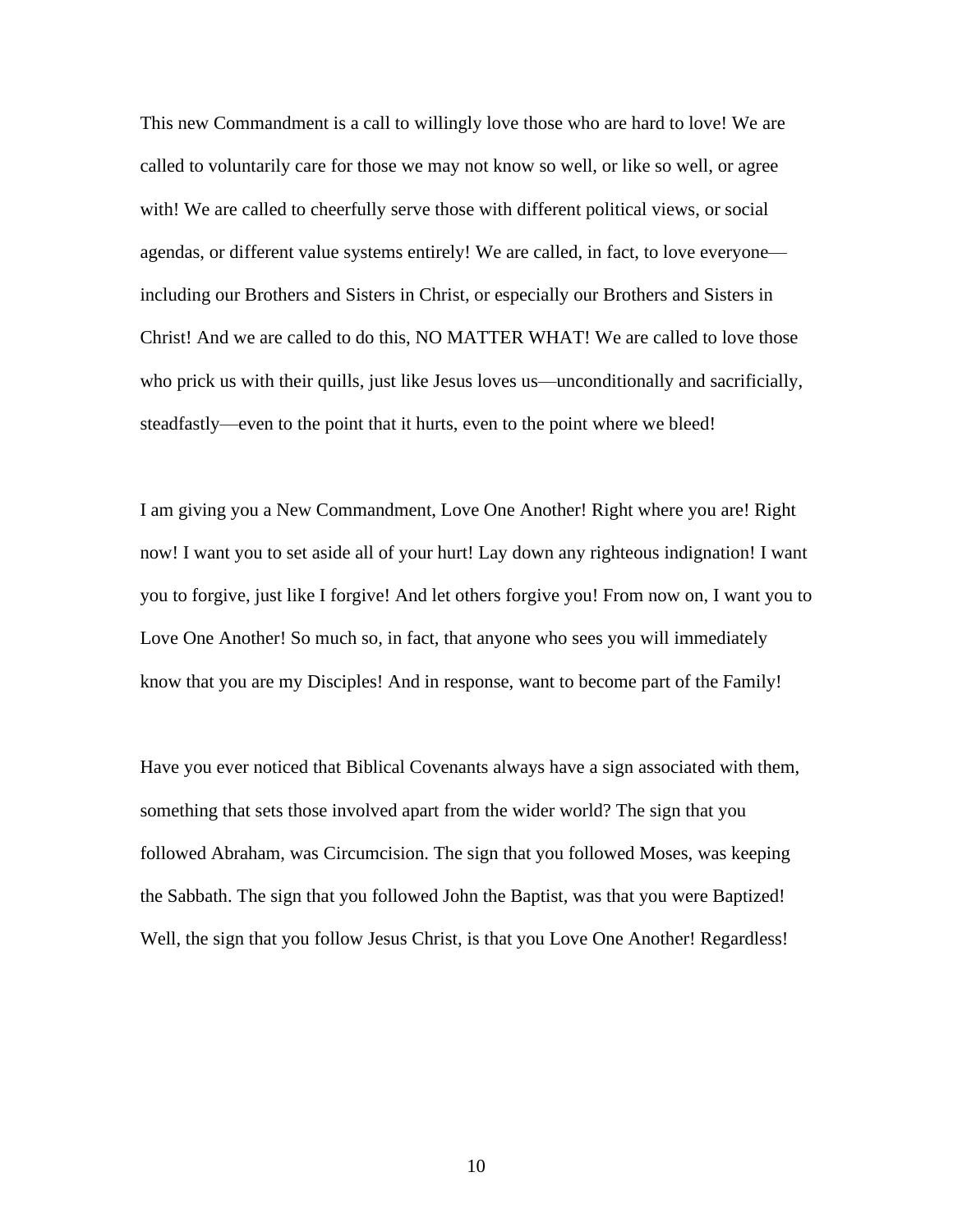This new Commandment is a call to willingly love those who are hard to love! We are called to voluntarily care for those we may not know so well, or like so well, or agree with! We are called to cheerfully serve those with different political views, or social agendas, or different value systems entirely! We are called, in fact, to love everyone—including our Brothers and Sisters in Christ, or especially our Brothers and Sisters in Christ! And we are called to do this, NO MATTER WHAT! We are called to love those who prick us with their quills, just like Jesus loves us—unconditionally and sacrificially, steadfastly—even to the point that it hurts, even to the point where we bleed!

I am giving you a New Commandment, Love One Another! Right where you are! Right now! I want you to set aside all of your hurt! Lay down any righteous indignation! I want you to forgive, just like I forgive! And let others forgive you! From now on, I want you to Love One Another! So much so, in fact, that anyone who sees you will immediately know that you are my Disciples! And in response, want to become part of the Family!

Have you ever noticed that Biblical Covenants always have a sign associated with them, something that sets those involved apart from the wider world? The sign that you followed Abraham, was Circumcision. The sign that you followed Moses, was keeping the Sabbath. The sign that you followed John the Baptist, was that you were Baptized! Well, the sign that you follow Jesus Christ, is that you Love One Another! Regardless!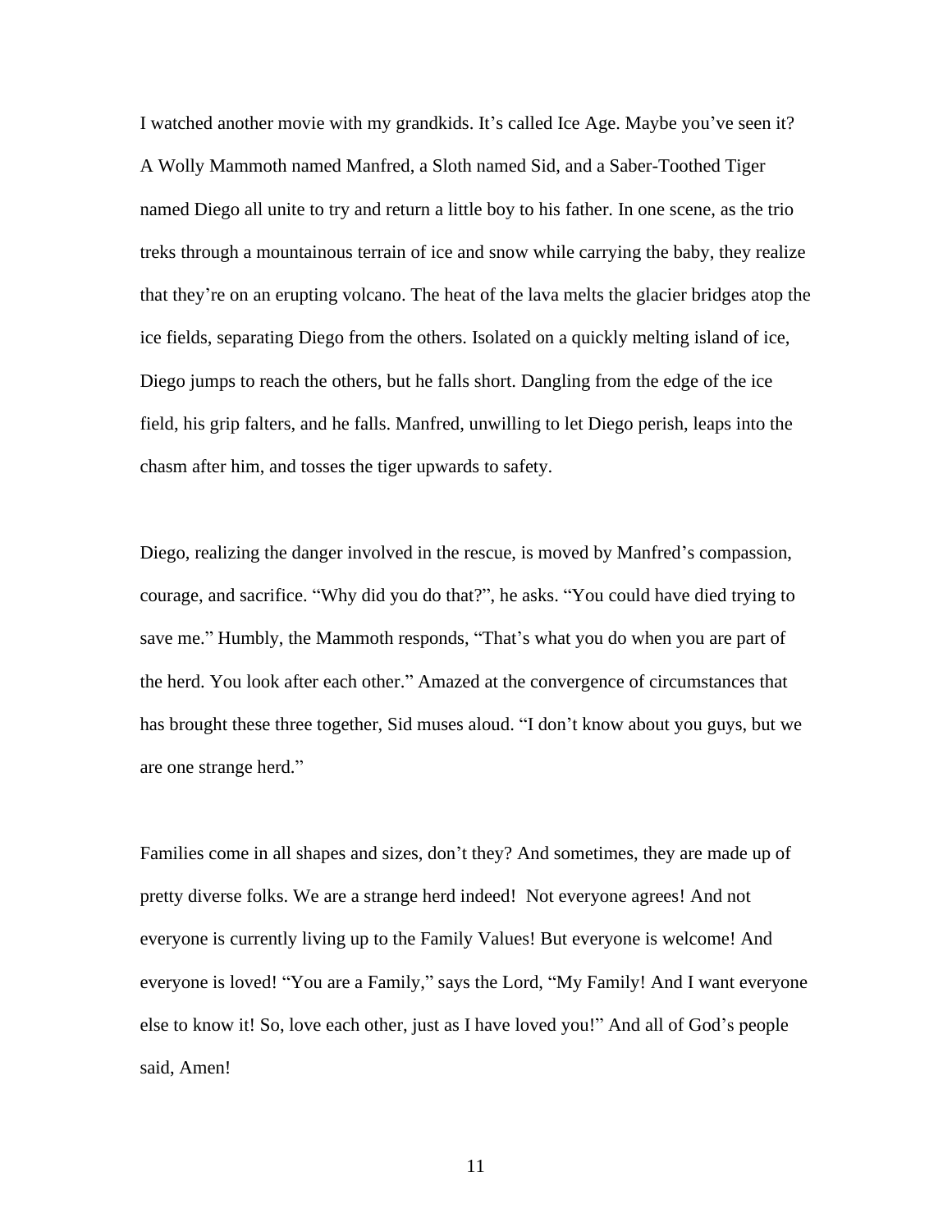I watched another movie with my grandkids. It's called Ice Age. Maybe you've seen it? A Wolly Mammoth named Manfred, a Sloth named Sid, and a Saber-Toothed Tiger named Diego all unite to try and return a little boy to his father. In one scene, as the trio treks through a mountainous terrain of ice and snow while carrying the baby, they realize that they're on an erupting volcano. The heat of the lava melts the glacier bridges atop the ice fields, separating Diego from the others. Isolated on a quickly melting island of ice, Diego jumps to reach the others, but he falls short. Dangling from the edge of the ice field, his grip falters, and he falls. Manfred, unwilling to let Diego perish, leaps into the chasm after him, and tosses the tiger upwards to safety.

Diego, realizing the danger involved in the rescue, is moved by Manfred's compassion, courage, and sacrifice. "Why did you do that?", he asks. "You could have died trying to save me." Humbly, the Mammoth responds, "That's what you do when you are part of the herd. You look after each other." Amazed at the convergence of circumstances that has brought these three together, Sid muses aloud. "I don't know about you guys, but we are one strange herd."

Families come in all shapes and sizes, don't they? And sometimes, they are made up of pretty diverse folks. We are a strange herd indeed! Not everyone agrees! And not everyone is currently living up to the Family Values! But everyone is welcome! And everyone is loved! "You are a Family," says the Lord, "My Family! And I want everyone else to know it! So, love each other, just as I have loved you!" And all of God's people said, Amen!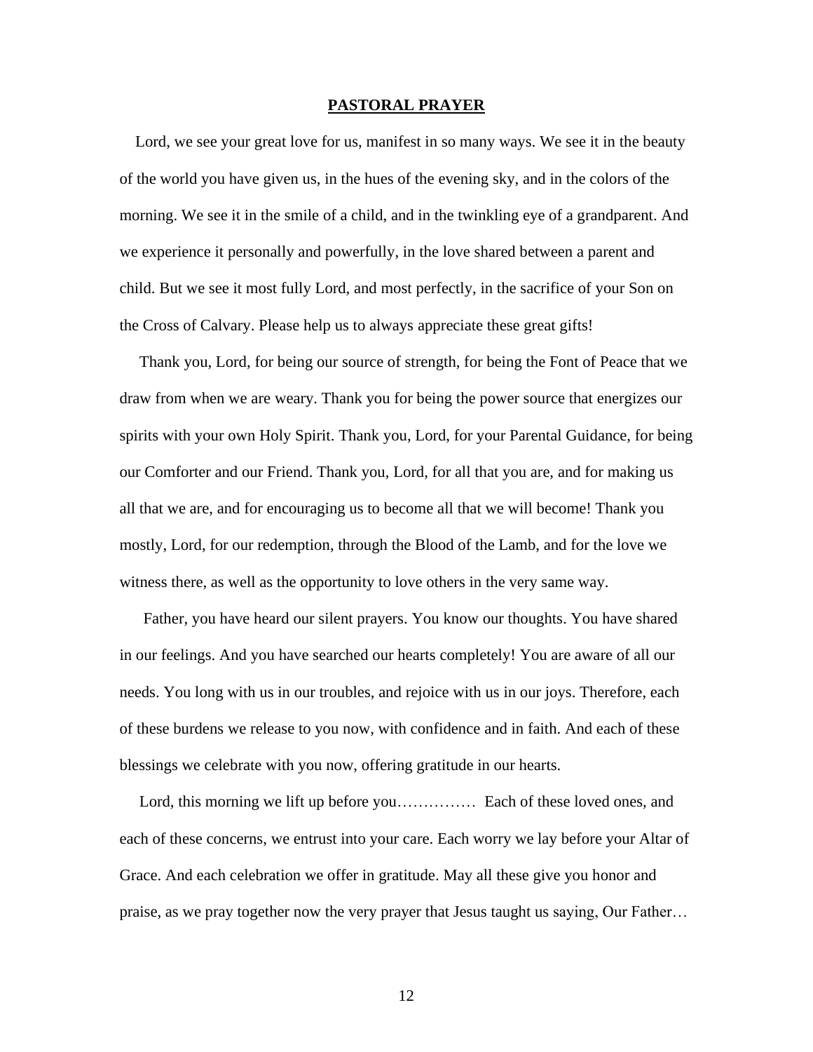## **PASTORAL PRAYER**

Lord, we see your great love for us, manifest in so many ways. We see it in the beauty of the world you have given us, in the hues of the evening sky, and in the colors of the morning. We see it in the smile of a child, and in the twinkling eye of a grandparent. And we experience it personally and powerfully, in the love shared between a parent and child. But we see it most fully Lord, and most perfectly, in the sacrifice of your Son on the Cross of Calvary. Please help us to always appreciate these great gifts!

Thank you, Lord, for being our source of strength, for being the Font of Peace that we draw from when we are weary. Thank you for being the power source that energizes our spirits with your own Holy Spirit. Thank you, Lord, for your Parental Guidance, for being our Comforter and our Friend. Thank you, Lord, for all that you are, and for making us all that we are, and for encouraging us to become all that we will become! Thank you mostly, Lord, for our redemption, through the Blood of the Lamb, and for the love we witness there, as well as the opportunity to love others in the very same way.

Father, you have heard our silent prayers. You know our thoughts. You have shared in our feelings. And you have searched our hearts completely! You are aware of all our needs. You long with us in our troubles, and rejoice with us in our joys. Therefore, each of these burdens we release to you now, with confidence and in faith. And each of these blessings we celebrate with you now, offering gratitude in our hearts.

Lord, this morning we lift up before you…………… Each of these loved ones, and each of these concerns, we entrust into your care. Each worry we lay before your Altar of Grace. And each celebration we offer in gratitude. May all these give you honor and praise, as we pray together now the very prayer that Jesus taught us saying, Our Father…